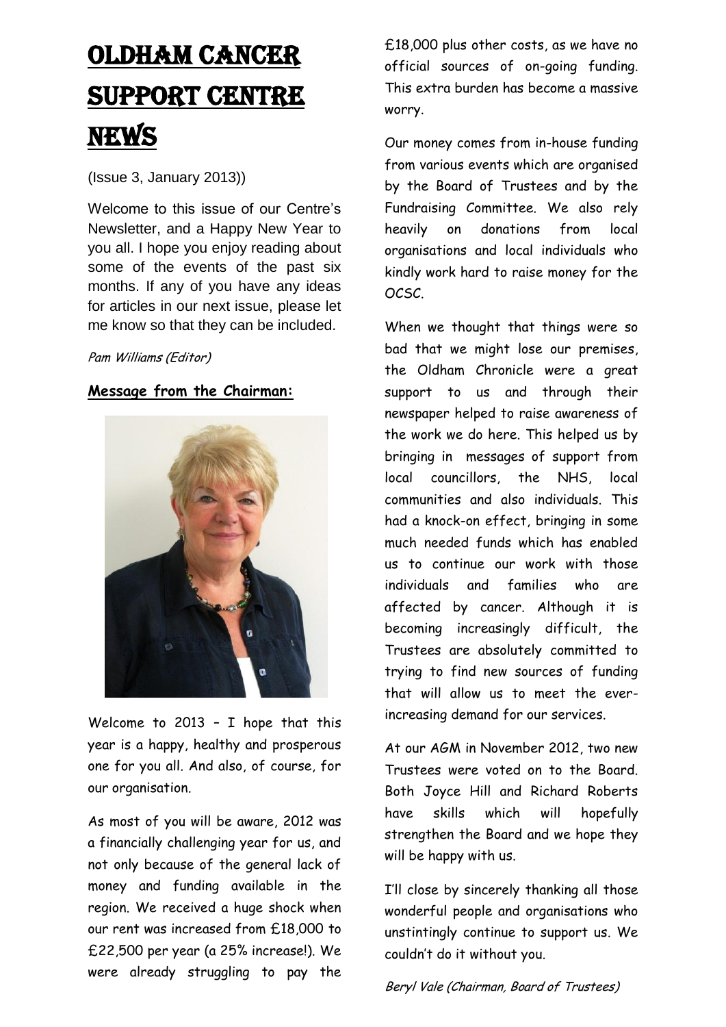# Oldham Cancer Support Centre News

(Issue 3, January 2013))

Welcome to this issue of our Centre's Newsletter, and a Happy New Year to you all. I hope you enjoy reading about some of the events of the past six months. If any of you have any ideas for articles in our next issue, please let me know so that they can be included.

*Pam Williams (Editor)*

**Message from the Chairman:**

Welcome to 2013 – I hope that this year is a happy, healthy and prosperous one for you all. And also, of course, for our organisation.

As most of you will be aware, 2012 was a financially challenging year for us, and not only because of the general lack of money and funding available in the region. We received a huge shock when our rent was increased from £18,000 to £22,500 per year (a 25% increase!). We were already struggling to pay the £18,000 plus other costs, as we have no official sources of on-going funding. This extra burden has become a massive worry.

Our money comes from in-house funding from various events which are organised by the Board of Trustees and by the Fundraising Committee. We also rely heavily on donations from local organisations and local individuals who kindly work hard to raise money for the OCSC.

When we thought that things were so bad that we might lose our premises, the Oldham Chronicle were a great support to us and through their newspaper helped to raise awareness of the work we do here. This helped us by bringing in messages of support from local councillors, the NHS, local communities and also individuals. This had a knock-on effect, bringing in some much needed funds which has enabled us to continue our work with those individuals and families who are affected by cancer. Although it is becoming increasingly difficult, the Trustees are absolutely committed to trying to find new sources of funding that will allow us to meet the ever-increasing demand for our services.

At our AGM in November 2012, two new Trustees were voted on to the Board. Both Joyce Hill and Richard Roberts have skills which will hopefully strengthen the Board and we hope they will be happy with us.

I'll close by sincerely thanking all those wonderful people and organisations who unstintingly continue to support us. We couldn't do it without you.

*Beryl Vale (Chairman, Board of Trustees)*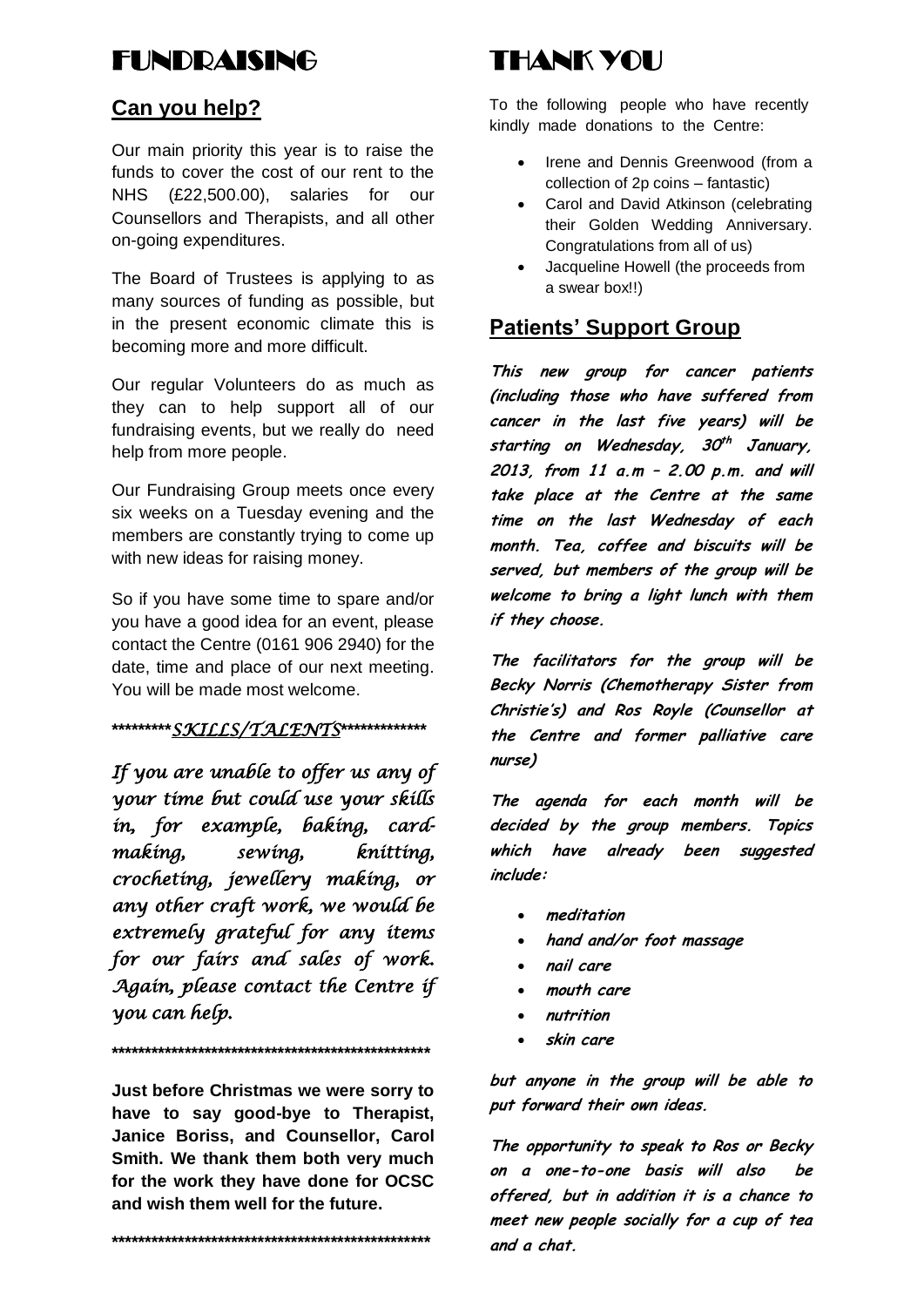# FUNDRAISING

## Can you help?

Our main priority this year is to raise the funds to cover the cost of our rent to the NHS (£22,500.00), salaries for our Counsellors and Therapists, and all other on-going expenditures.

The Board of Trustees is applying to as many sources of funding as possible, but in the present economic climate this is becoming more and more difficult.

Our regular Volunteers do as much as they can to help support all of our fundraising events, but we really do need help from more people.

Our Fundraising Group meets once every six weeks on a Tuesday evening and the members are constantly trying to come up with new ideas for raising money.

So if you have some time to spare and/or you have a good idea for an event, please contact the Centre (0161 906 2940) for the date, time and place of our next meeting. You will be made most welcome.

*********SKILLS/TALENTS*************

*If you are unable to offer us any of your time but could use your skills in, for example, baking, card-making, sewing, knitting, crocheting, jewellery making, or any other craft work, we would be extremely grateful for any items for our fairs and sales of work. Again, please contact the Centre if you can help.*

**************************************************

**Just before Christmas we were sorry to have to say good-bye to Therapist, Janice Boriss, and Counsellor, Carol Smith. We thank them both very much for the work they have done for OCSC and wish them well for the future.**

**************************************************

# THANK YOU

To the following people who have recently kindly made donations to the Centre:

- Irene and Dennis Greenwood (from a collection of 2p coins – fantastic)
- Carol and David Atkinson (celebrating their Golden Wedding Anniversary. Congratulations from all of us)
- Jacqueline Howell (the proceeds from a swear box!!)

## Patients' Support Group

***This new group for cancer patients (including those who have suffered from cancer in the last five years) will be starting on Wednesday, 30th January, 2013, from 11 a.m – 2.00 p.m. and will take place at the Centre at the same time on the last Wednesday of each month. Tea, coffee and biscuits will be served, but members of the group will be welcome to bring a light lunch with them if they choose.***

***The facilitators for the group will be Becky Norris (Chemotherapy Sister from Christie's) and Ros Royle (Counsellor at the Centre and former palliative care nurse)***

***The agenda for each month will be decided by the group members. Topics which have already been suggested include:***

- ***meditation***
- ***hand and/or foot massage***
- ***nail care***
- ***mouth care***
- ***nutrition***
- ***skin care***

***but anyone in the group will be able to put forward their own ideas.***

***The opportunity to speak to Ros or Becky on a one-to-one basis will also be offered, but in addition it is a chance to meet new people socially for a cup of tea and a chat.***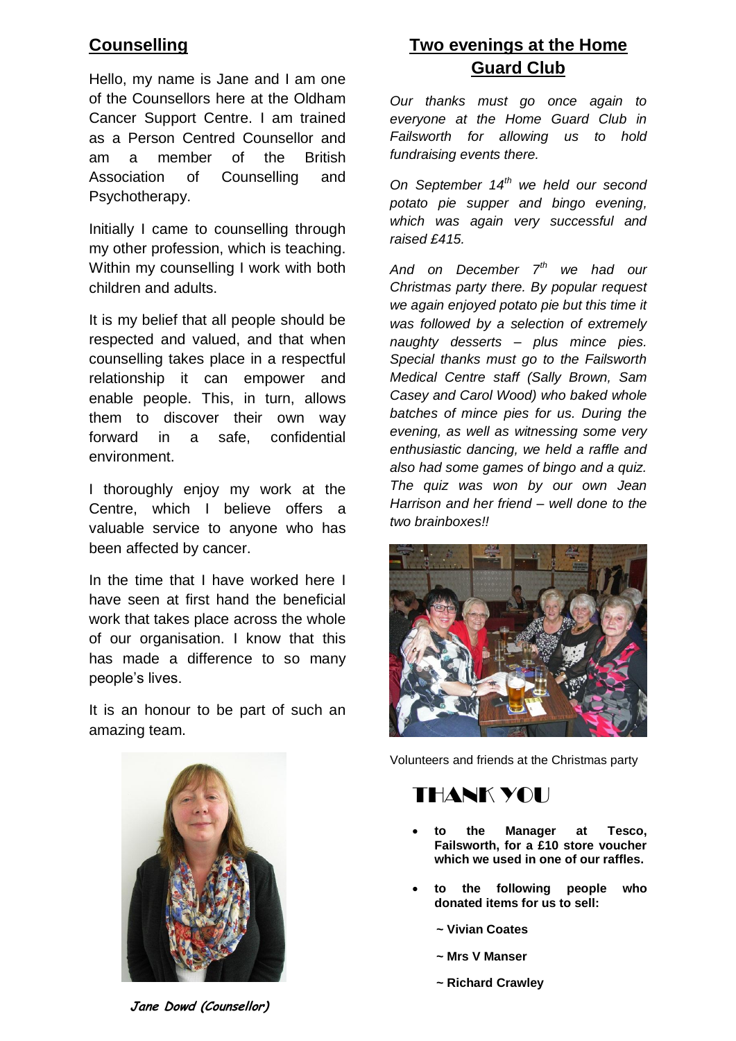## Counselling

Hello, my name is Jane and I am one of the Counsellors here at the Oldham Cancer Support Centre. I am trained as a Person Centred Counsellor and am a member of the British Association of Counselling and Psychotherapy.

Initially I came to counselling through my other profession, which is teaching. Within my counselling I work with both children and adults.

It is my belief that all people should be respected and valued, and that when counselling takes place in a respectful relationship it can empower and enable people. This, in turn, allows them to discover their own way forward in a safe, confidential environment.

I thoroughly enjoy my work at the Centre, which I believe offers a valuable service to anyone who has been affected by cancer.

In the time that I have worked here I have seen at first hand the beneficial work that takes place across the whole of our organisation. I know that this has made a difference to so many people's lives.

It is an honour to be part of such an amazing team.

***Jane Dowd (Counsellor)***

## Two evenings at the Home Guard Club

*Our thanks must go once again to everyone at the Home Guard Club in Failsworth for allowing us to hold fundraising events there.*

*On September 14th we held our second potato pie supper and bingo evening, which was again very successful and raised £415.*

*And on December 7th we had our Christmas party there. By popular request we again enjoyed potato pie but this time it was followed by a selection of extremely naughty desserts – plus mince pies. Special thanks must go to the Failsworth Medical Centre staff (Sally Brown, Sam Casey and Carol Wood) who baked whole batches of mince pies for us. During the evening, as well as witnessing some very enthusiastic dancing, we held a raffle and also had some games of bingo and a quiz. The quiz was won by our own Jean Harrison and her friend – well done to the two brainboxes!!*

Volunteers and friends at the Christmas party

## THANK YOU

- **to the Manager at Tesco, Failsworth, for a £10 store voucher which we used in one of our raffles.**
- **to the following people who donated items for us to sell:**

  **~ Vivian Coates**

  **~ Mrs V Manser**

  **~ Richard Crawley**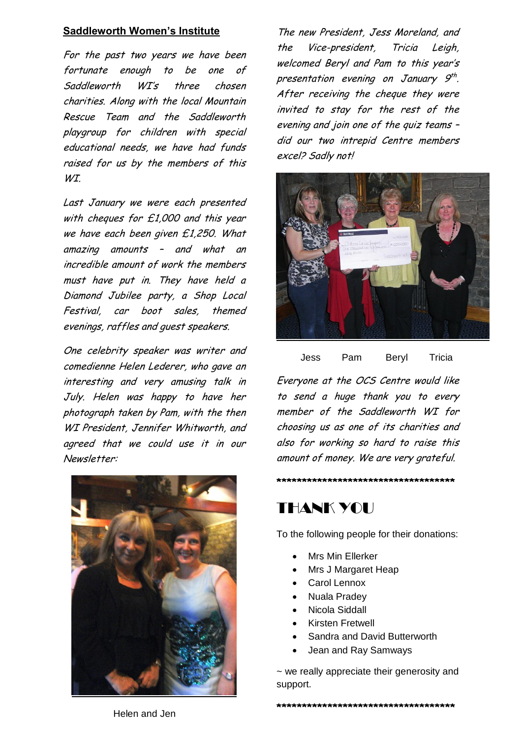## Saddleworth Women's Institute

*For the past two years we have been fortunate enough to be one of Saddleworth WI's three chosen charities. Along with the local Mountain Rescue Team and the Saddleworth playgroup for children with special educational needs, we have had funds raised for us by the members of this WI.*

*Last January we were each presented with cheques for £1,000 and this year we have each been given £1,250. What amazing amounts – and what an incredible amount of work the members must have put in. They have held a Diamond Jubilee party, a Shop Local Festival, car boot sales, themed evenings, raffles and guest speakers.*

*One celebrity speaker was writer and comedienne Helen Lederer, who gave an interesting and very amusing talk in July. Helen was happy to have her photograph taken by Pam, with the then WI President, Jennifer Whitworth, and agreed that we could use it in our Newsletter:*

Helen and Jen

*The new President, Jess Moreland, and the Vice-president, Tricia Leigh, welcomed Beryl and Pam to this year's presentation evening on January 9th. After receiving the cheque they were invited to stay for the rest of the evening and join one of the quiz teams – did our two intrepid Centre members excel? Sadly not!*

Jess Pam Beryl Tricia

*Everyone at the OCS Centre would like to send a huge thank you to every member of the Saddleworth WI for choosing us as one of its charities and also for working so hard to raise this amount of money. We are very grateful.*

*************************************

## THANK YOU

To the following people for their donations:

- Mrs Min Ellerker
- Mrs J Margaret Heap
- Carol Lennox
- Nuala Pradey
- Nicola Siddall
- Kirsten Fretwell
- Sandra and David Butterworth
- Jean and Ray Samways

~ we really appreciate their generosity and support.

*************************************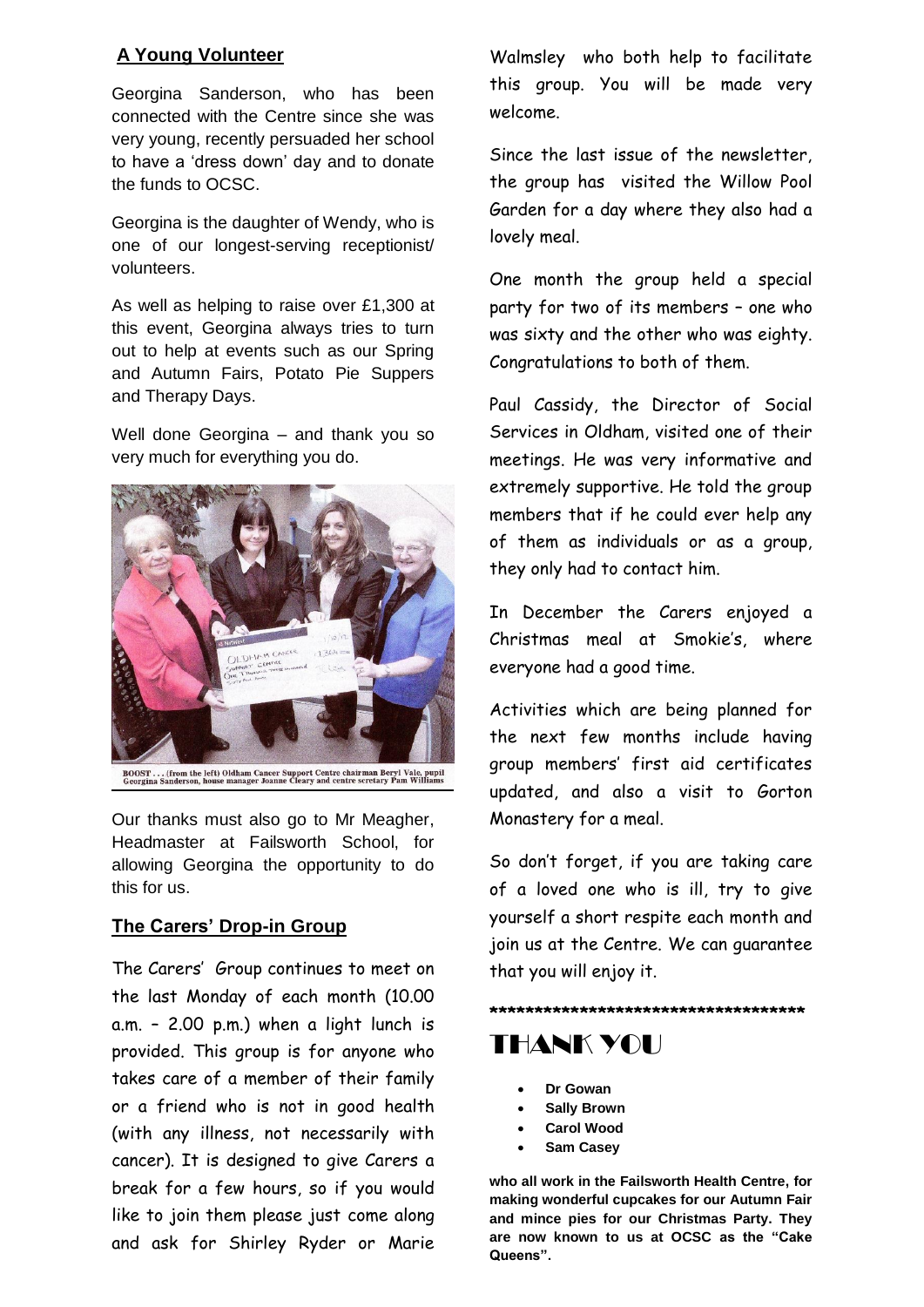## A Young Volunteer

Georgina Sanderson, who has been connected with the Centre since she was very young, recently persuaded her school to have a 'dress down' day and to donate the funds to OCSC.

Georgina is the daughter of Wendy, who is one of our longest-serving receptionist/ volunteers.

As well as helping to raise over £1,300 at this event, Georgina always tries to turn out to help at events such as our Spring and Autumn Fairs, Potato Pie Suppers and Therapy Days.

Well done Georgina – and thank you so very much for everything you do.

BOOST . . . (from the left) Oldham Cancer Support Centre chairman Beryl Vale, pupil Georgina Sanderson, house manager Joanne Cleary and centre scretary Pam Williams

Our thanks must also go to Mr Meagher, Headmaster at Failsworth School, for allowing Georgina the opportunity to do this for us.

## The Carers' Drop-in Group

The Carers' Group continues to meet on the last Monday of each month (10.00 a.m. – 2.00 p.m.) when a light lunch is provided. This group is for anyone who takes care of a member of their family or a friend who is not in good health (with any illness, not necessarily with cancer). It is designed to give Carers a break for a few hours, so if you would like to join them please just come along and ask for Shirley Ryder or Marie Walmsley who both help to facilitate this group. You will be made very welcome.

Since the last issue of the newsletter, the group has visited the Willow Pool Garden for a day where they also had a lovely meal.

One month the group held a special party for two of its members – one who was sixty and the other who was eighty. Congratulations to both of them.

Paul Cassidy, the Director of Social Services in Oldham, visited one of their meetings. He was very informative and extremely supportive. He told the group members that if he could ever help any of them as individuals or as a group, they only had to contact him.

In December the Carers enjoyed a Christmas meal at Smokie's, where everyone had a good time.

Activities which are being planned for the next few months include having group members' first aid certificates updated, and also a visit to Gorton Monastery for a meal.

So don't forget, if you are taking care of a loved one who is ill, try to give yourself a short respite each month and join us at the Centre. We can guarantee that you will enjoy it.

**************************************

## THANK YOU

- **Dr Gowan**
- **Sally Brown**
- **Carol Wood**
- **Sam Casey**

**who all work in the Failsworth Health Centre, for making wonderful cupcakes for our Autumn Fair and mince pies for our Christmas Party. They are now known to us at OCSC as the "Cake Queens".**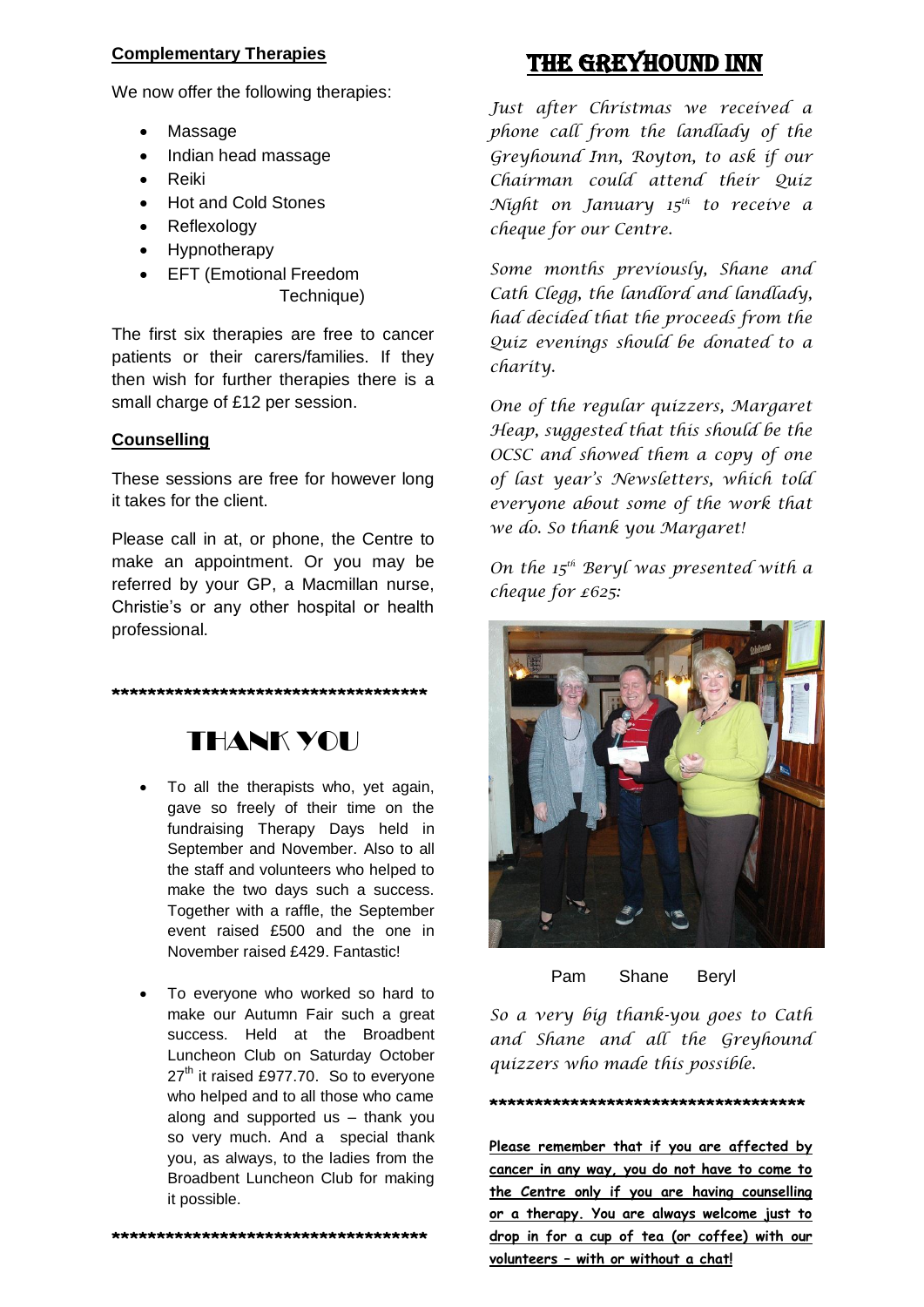**Complementary Therapies**

We now offer the following therapies:

- Massage
- Indian head massage
- Reiki
- Hot and Cold Stones
- Reflexology
- Hypnotherapy
- EFT (Emotional Freedom Technique)

The first six therapies are free to cancer patients or their carers/families. If they then wish for further therapies there is a small charge of £12 per session.

**Counselling**

These sessions are free for however long it takes for the client.

Please call in at, or phone, the Centre to make an appointment. Or you may be referred by your GP, a Macmillan nurse, Christie's or any other hospital or health professional.

*************************************

# THANK YOU

- To all the therapists who, yet again, gave so freely of their time on the fundraising Therapy Days held in September and November. Also to all the staff and volunteers who helped to make the two days such a success. Together with a raffle, the September event raised £500 and the one in November raised £429. Fantastic!

- To everyone who worked so hard to make our Autumn Fair such a great success. Held at the Broadbent Luncheon Club on Saturday October 27th it raised £977.70. So to everyone who helped and to all those who came along and supported us – thank you so very much. And a special thank you, as always, to the ladies from the Broadbent Luncheon Club for making it possible.

*************************************

# THE GREYHOUND INN

*Just after Christmas we received a phone call from the landlady of the Greyhound Inn, Royton, to ask if our Chairman could attend their Quiz Night on January 15th to receive a cheque for our Centre.*

*Some months previously, Shane and Cath Clegg, the landlord and landlady, had decided that the proceeds from the Quiz evenings should be donated to a charity.*

*One of the regular quizzers, Margaret Heap, suggested that this should be the OCSC and showed them a copy of one of last year's Newsletters, which told everyone about some of the work that we do. So thank you Margaret!*

*On the 15th Beryl was presented with a cheque for £625:*

Pam Shane Beryl

*So a very big thank-you goes to Cath and Shane and all the Greyhound quizzers who made this possible.*

*************************************

**Please remember that if you are affected by cancer in any way, you do not have to come to the Centre only if you are having counselling or a therapy. You are always welcome just to drop in for a cup of tea (or coffee) with our volunteers – with or without a chat!**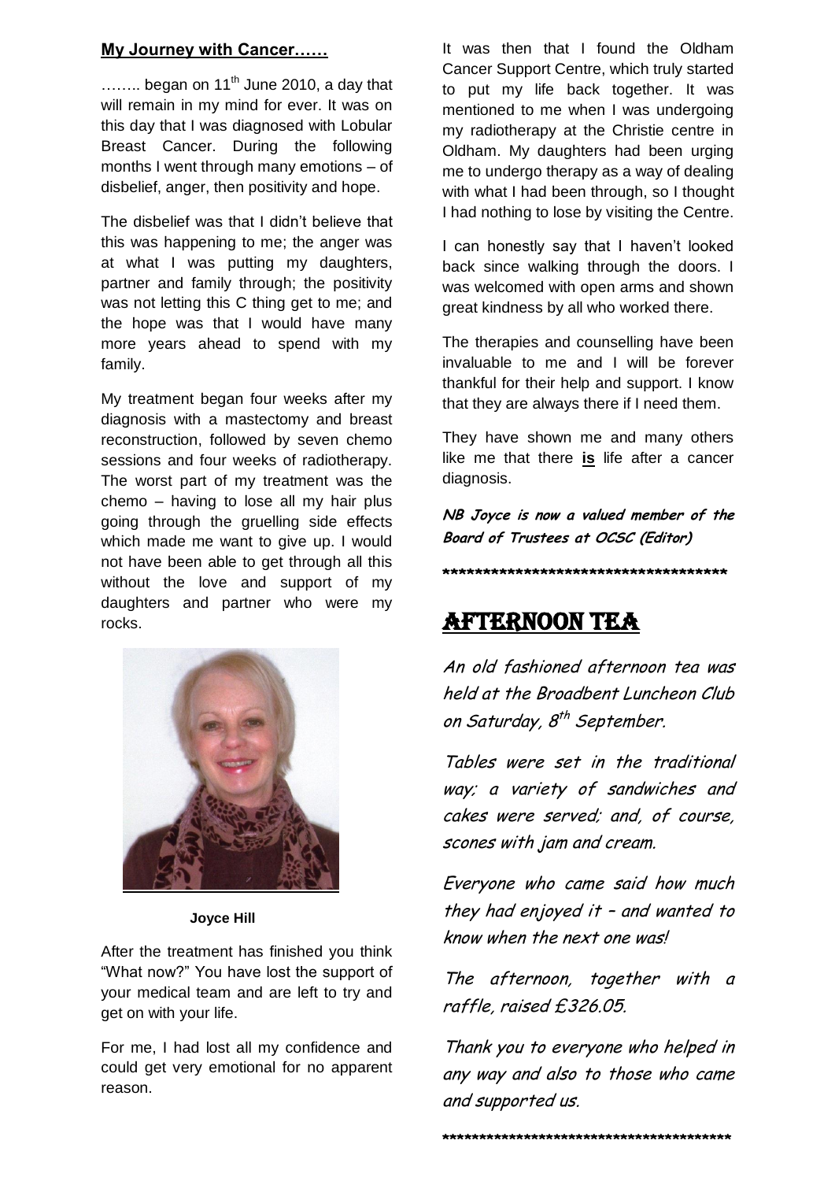## My Journey with Cancer……

…….. began on 11th June 2010, a day that will remain in my mind for ever. It was on this day that I was diagnosed with Lobular Breast Cancer. During the following months I went through many emotions – of disbelief, anger, then positivity and hope.

The disbelief was that I didn't believe that this was happening to me; the anger was at what I was putting my daughters, partner and family through; the positivity was not letting this C thing get to me; and the hope was that I would have many more years ahead to spend with my family.

My treatment began four weeks after my diagnosis with a mastectomy and breast reconstruction, followed by seven chemo sessions and four weeks of radiotherapy. The worst part of my treatment was the chemo – having to lose all my hair plus going through the gruelling side effects which made me want to give up. I would not have been able to get through all this without the love and support of my daughters and partner who were my rocks.

**Joyce Hill**

After the treatment has finished you think "What now?" You have lost the support of your medical team and are left to try and get on with your life.

For me, I had lost all my confidence and could get very emotional for no apparent reason.

It was then that I found the Oldham Cancer Support Centre, which truly started to put my life back together. It was mentioned to me when I was undergoing my radiotherapy at the Christie centre in Oldham. My daughters had been urging me to undergo therapy as a way of dealing with what I had been through, so I thought I had nothing to lose by visiting the Centre.

I can honestly say that I haven't looked back since walking through the doors. I was welcomed with open arms and shown great kindness by all who worked there.

The therapies and counselling have been invaluable to me and I will be forever thankful for their help and support. I know that they are always there if I need them.

They have shown me and many others like me that there **is** life after a cancer diagnosis.

***NB Joyce is now a valued member of the Board of Trustees at OCSC (Editor)***

*************************************

## AFTERNOON TEA

*An old fashioned afternoon tea was held at the Broadbent Luncheon Club on Saturday, 8th September.*

*Tables were set in the traditional way; a variety of sandwiches and cakes were served; and, of course, scones with jam and cream.*

*Everyone who came said how much they had enjoyed it – and wanted to know when the next one was!*

*The afternoon, together with a raffle, raised £326.05.*

*Thank you to everyone who helped in any way and also to those who came and supported us.*

****************************************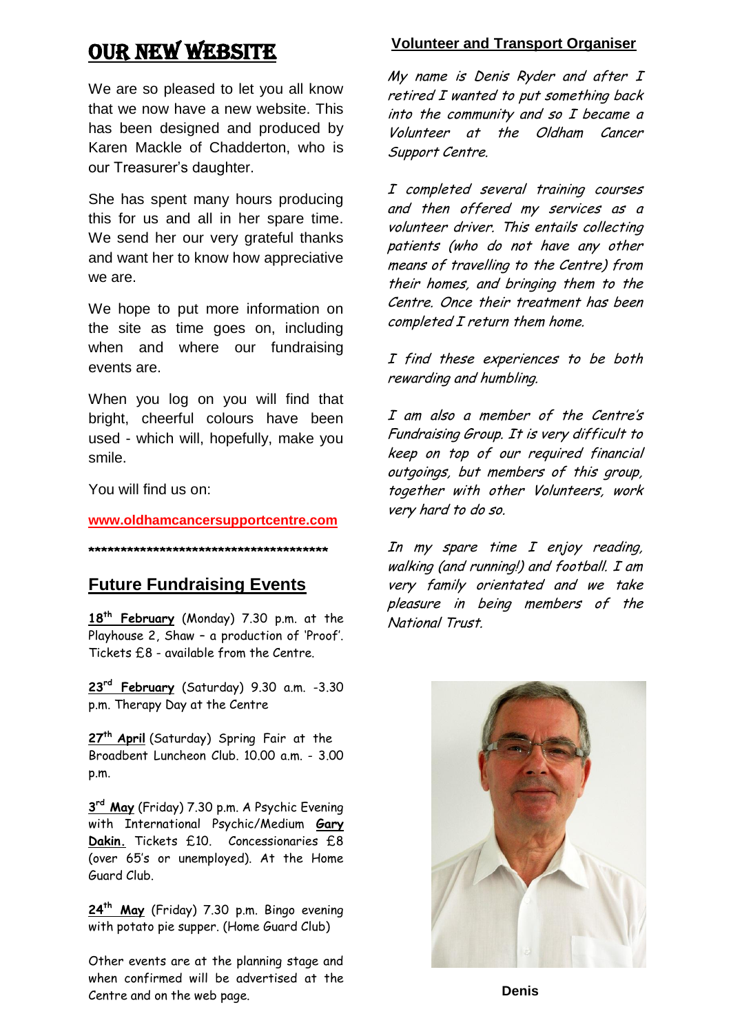# OUR NEW WEBSITE

We are so pleased to let you all know that we now have a new website. This has been designed and produced by Karen Mackle of Chadderton, who is our Treasurer's daughter.

She has spent many hours producing this for us and all in her spare time. We send her our very grateful thanks and want her to know how appreciative we are.

We hope to put more information on the site as time goes on, including when and where our fundraising events are.

When you log on you will find that bright, cheerful colours have been used - which will, hopefully, make you smile.

You will find us on:

**www.oldhamcancersupportcentre.com**

\*\*\*\*\*\*\*\*\*\*\*\*\*\*\*\*\*\*\*\*\*\*\*\*\*\*\*\*\*\*\*\*\*\*\*\*\*\*\*\*

## Future Fundraising Events

**18th February** (Monday) 7.30 p.m. at the Playhouse 2, Shaw – a production of 'Proof'. Tickets £8 - available from the Centre.

**23rd February** (Saturday) 9.30 a.m. -3.30 p.m. Therapy Day at the Centre

**27th April** (Saturday) Spring Fair at the Broadbent Luncheon Club. 10.00 a.m. - 3.00 p.m.

**3rd May** (Friday) 7.30 p.m. A Psychic Evening with International Psychic/Medium **Gary Dakin.** Tickets £10. Concessionaries £8 (over 65's or unemployed). At the Home Guard Club.

**24th May** (Friday) 7.30 p.m. Bingo evening with potato pie supper. (Home Guard Club)

Other events are at the planning stage and when confirmed will be advertised at the Centre and on the web page.

## Volunteer and Transport Organiser

*My name is Denis Ryder and after I retired I wanted to put something back into the community and so I became a Volunteer at the Oldham Cancer Support Centre.*

*I completed several training courses and then offered my services as a volunteer driver. This entails collecting patients (who do not have any other means of travelling to the Centre) from their homes, and bringing them to the Centre. Once their treatment has been completed I return them home.*

*I find these experiences to be both rewarding and humbling.*

*I am also a member of the Centre's Fundraising Group. It is very difficult to keep on top of our required financial outgoings, but members of this group, together with other Volunteers, work very hard to do so.*

*In my spare time I enjoy reading, walking (and running!) and football. I am very family orientated and we take pleasure in being members of the National Trust.*

**Denis**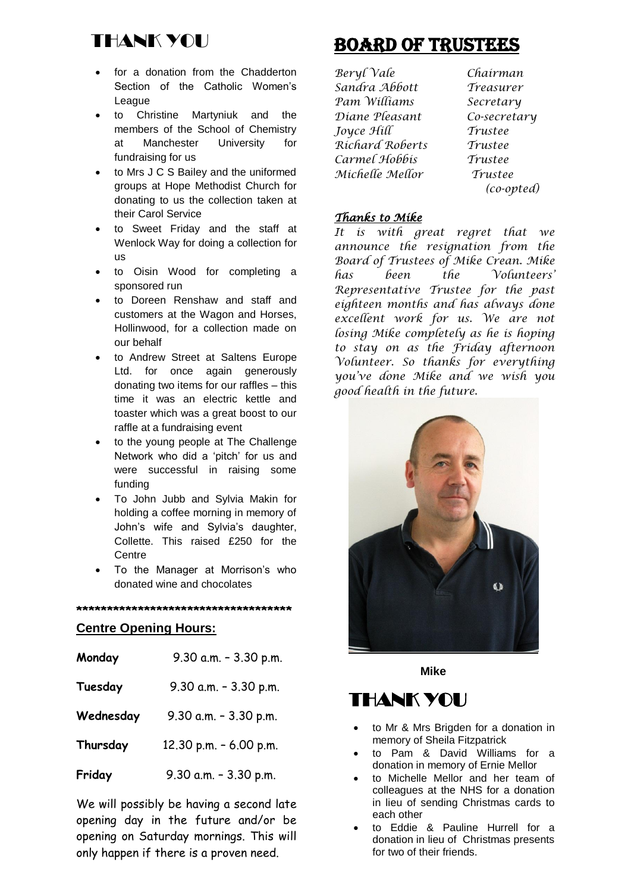# THANK YOU

- for a donation from the Chadderton Section of the Catholic Women's League
- to Christine Martyniuk and the members of the School of Chemistry at Manchester University for fundraising for us
- to Mrs J C S Bailey and the uniformed groups at Hope Methodist Church for donating to us the collection taken at their Carol Service
- to Sweet Friday and the staff at Wenlock Way for doing a collection for us
- to Oisin Wood for completing a sponsored run
- to Doreen Renshaw and staff and customers at the Wagon and Horses, Hollinwood, for a collection made on our behalf
- to Andrew Street at Saltens Europe Ltd. for once again generously donating two items for our raffles – this time it was an electric kettle and toaster which was a great boost to our raffle at a fundraising event
- to the young people at The Challenge Network who did a 'pitch' for us and were successful in raising some funding
- To John Jubb and Sylvia Makin for holding a coffee morning in memory of John's wife and Sylvia's daughter, Collette. This raised £250 for the Centre
- To the Manager at Morrison's who donated wine and chocolates

************************************

**Centre Opening Hours:**

| | |
|---|---|
| **Monday** | 9.30 a.m. – 3.30 p.m. |
| **Tuesday** | 9.30 a.m. – 3.30 p.m. |
| **Wednesday** | 9.30 a.m. – 3.30 p.m. |
| **Thursday** | 12.30 p.m. – 6.00 p.m. |
| **Friday** | 9.30 a.m. – 3.30 p.m. |

We will possibly be having a second late opening day in the future and/or be opening on Saturday mornings. This will only happen if there is a proven need.

# BOARD OF TRUSTEES

| | |
|---|---|
| *Beryl Vale* | *Chairman* |
| *Sandra Abbott* | *Treasurer* |
| *Pam Williams* | *Secretary* |
| *Diane Pleasant* | *Co-secretary* |
| *Joyce Hill* | *Trustee* |
| *Richard Roberts* | *Trustee* |
| *Carmel Hobbis* | *Trustee* |
| *Michelle Mellor* | *Trustee (co-opted)* |

***Thanks to Mike***

*It is with great regret that we announce the resignation from the Board of Trustees of Mike Crean. Mike has been the Volunteers' Representative Trustee for the past eighteen months and has always done excellent work for us. We are not losing Mike completely as he is hoping to stay on as the Friday afternoon Volunteer. So thanks for everything you've done Mike and we wish you good health in the future.*

**Mike**

# THANK YOU

- to Mr & Mrs Brigden for a donation in memory of Sheila Fitzpatrick
- to Pam & David Williams for a donation in memory of Ernie Mellor
- to Michelle Mellor and her team of colleagues at the NHS for a donation in lieu of sending Christmas cards to each other
- to Eddie & Pauline Hurrell for a donation in lieu of Christmas presents for two of their friends.